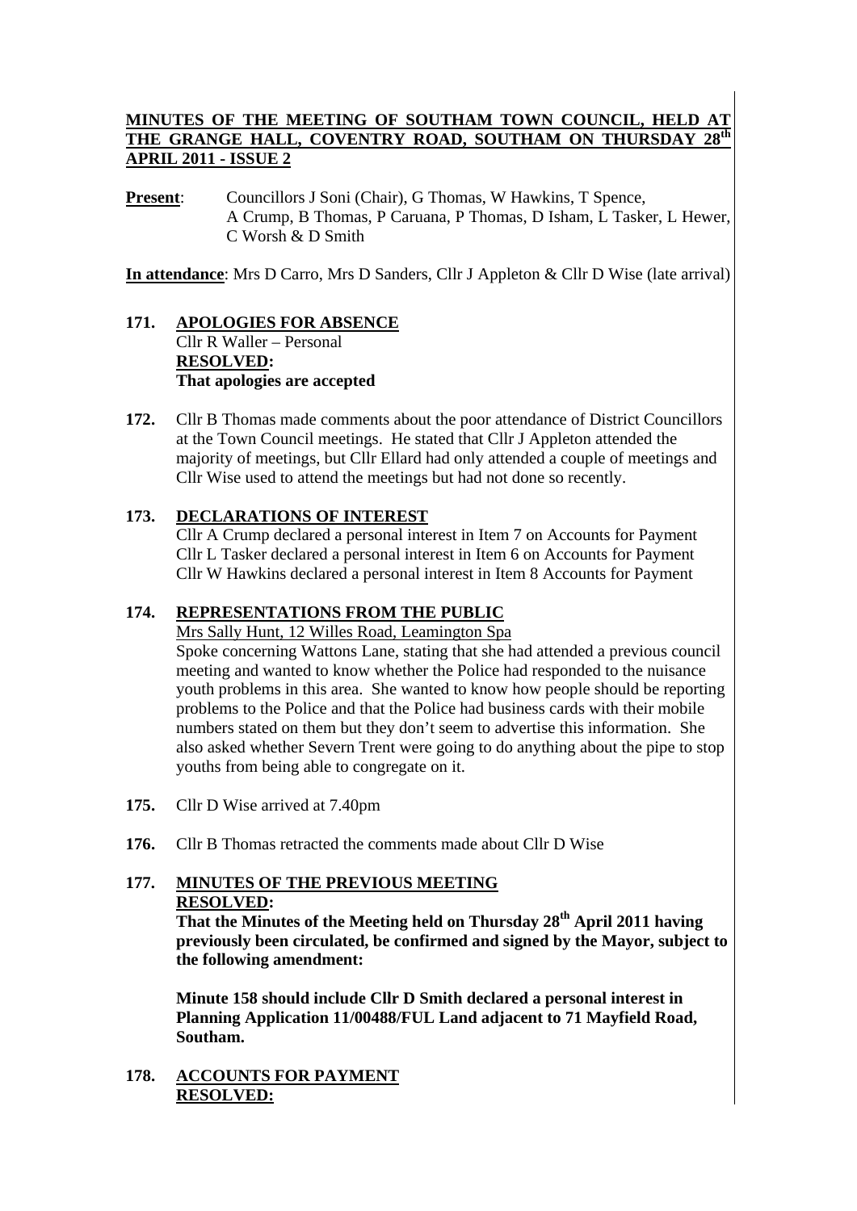# MINUTES OF THE MEETING OF SOUTHAM TOWN COUNCIL, HELD AT THE GRANGE HALL, COVENTRY ROAD, SOUTHAM ON THURSDAY 28th APRIL 2011 - ISSUE 2

**Present**: Councillors J Soni (Chair), G Thomas, W Hawkins, T Spence, A Crump, B Thomas, P Caruana, P Thomas, D Isham, L Tasker, L Hewer, C Worsh & D Smith

**In attendance**: Mrs D Carro, Mrs D Sanders, Cllr J Appleton & Cllr D Wise (late arrival)

**171. APOLOGIES FOR ABSENCE**

Cllr R Waller – Personal

**RESOLVED:**
**That apologies are accepted**

**172.** Cllr B Thomas made comments about the poor attendance of District Councillors at the Town Council meetings. He stated that Cllr J Appleton attended the majority of meetings, but Cllr Ellard had only attended a couple of meetings and Cllr Wise used to attend the meetings but had not done so recently.

**173. DECLARATIONS OF INTEREST**

Cllr A Crump declared a personal interest in Item 7 on Accounts for Payment
Cllr L Tasker declared a personal interest in Item 6 on Accounts for Payment
Cllr W Hawkins declared a personal interest in Item 8 Accounts for Payment

**174. REPRESENTATIONS FROM THE PUBLIC**

Mrs Sally Hunt, 12 Willes Road, Leamington Spa

Spoke concerning Wattons Lane, stating that she had attended a previous council meeting and wanted to know whether the Police had responded to the nuisance youth problems in this area. She wanted to know how people should be reporting problems to the Police and that the Police had business cards with their mobile numbers stated on them but they don't seem to advertise this information. She also asked whether Severn Trent were going to do anything about the pipe to stop youths from being able to congregate on it.

**175.** Cllr D Wise arrived at 7.40pm

**176.** Cllr B Thomas retracted the comments made about Cllr D Wise

**177. MINUTES OF THE PREVIOUS MEETING**

**RESOLVED:**

**That the Minutes of the Meeting held on Thursday 28th April 2011 having previously been circulated, be confirmed and signed by the Mayor, subject to the following amendment:**

**Minute 158 should include Cllr D Smith declared a personal interest in Planning Application 11/00488/FUL Land adjacent to 71 Mayfield Road, Southam.**

**178. ACCOUNTS FOR PAYMENT**

**RESOLVED:**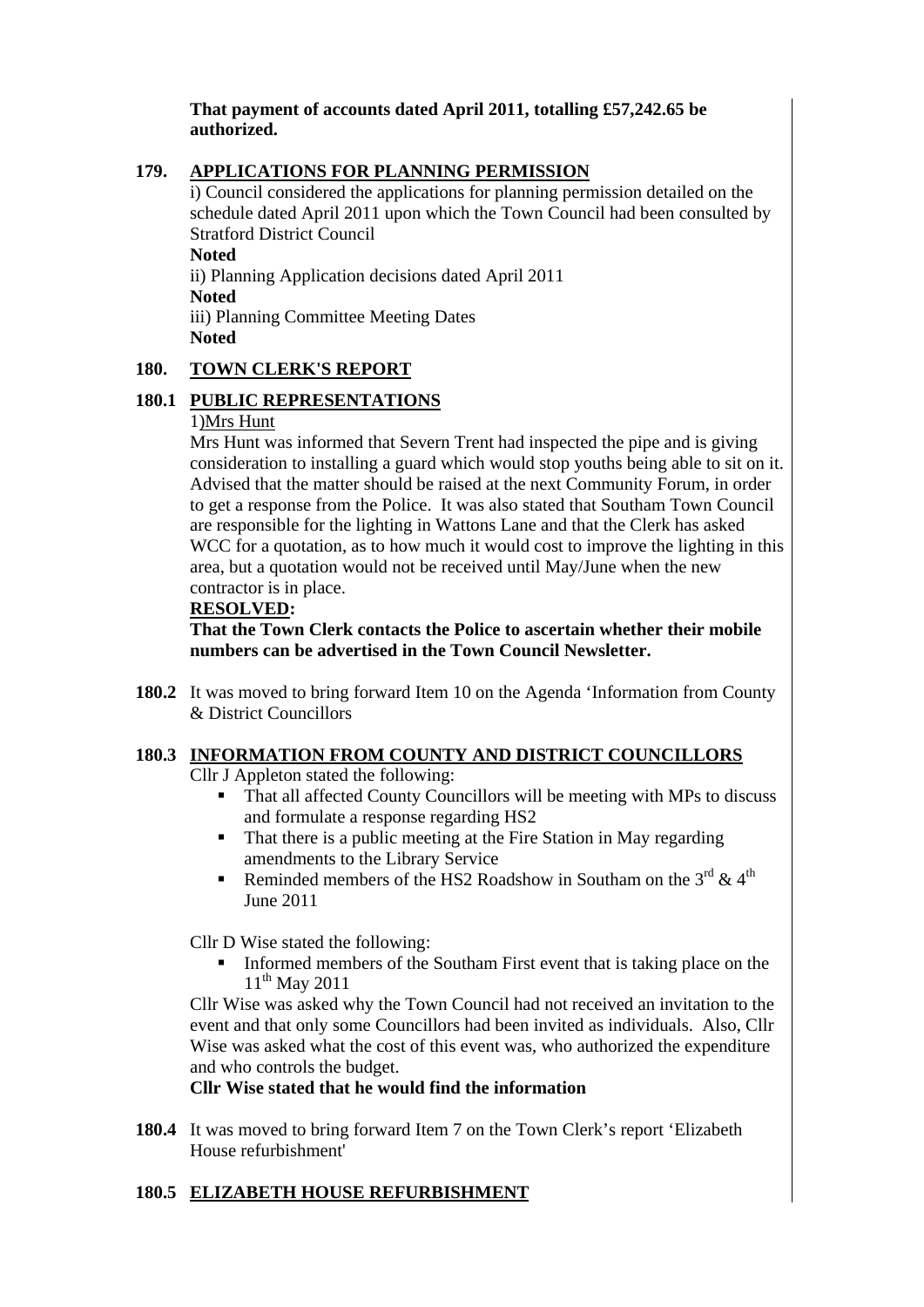**That payment of accounts dated April 2011, totalling £57,242.65 be authorized.**

## 179. APPLICATIONS FOR PLANNING PERMISSION

i) Council considered the applications for planning permission detailed on the schedule dated April 2011 upon which the Town Council had been consulted by Stratford District Council

**Noted**

ii) Planning Application decisions dated April 2011

**Noted**

iii) Planning Committee Meeting Dates

**Noted**

## 180. TOWN CLERK'S REPORT

## 180.1 PUBLIC REPRESENTATIONS

1)Mrs Hunt

Mrs Hunt was informed that Severn Trent had inspected the pipe and is giving consideration to installing a guard which would stop youths being able to sit on it. Advised that the matter should be raised at the next Community Forum, in order to get a response from the Police. It was also stated that Southam Town Council are responsible for the lighting in Wattons Lane and that the Clerk has asked WCC for a quotation, as to how much it would cost to improve the lighting in this area, but a quotation would not be received until May/June when the new contractor is in place.

**RESOLVED:**

**That the Town Clerk contacts the Police to ascertain whether their mobile numbers can be advertised in the Town Council Newsletter.**

**180.2** It was moved to bring forward Item 10 on the Agenda 'Information from County & District Councillors

## 180.3 INFORMATION FROM COUNTY AND DISTRICT COUNCILLORS

Cllr J Appleton stated the following:

- That all affected County Councillors will be meeting with MPs to discuss and formulate a response regarding HS2
- That there is a public meeting at the Fire Station in May regarding amendments to the Library Service
- Reminded members of the HS2 Roadshow in Southam on the 3rd & 4th June 2011

Cllr D Wise stated the following:

- Informed members of the Southam First event that is taking place on the 11th May 2011

Cllr Wise was asked why the Town Council had not received an invitation to the event and that only some Councillors had been invited as individuals. Also, Cllr Wise was asked what the cost of this event was, who authorized the expenditure and who controls the budget.

**Cllr Wise stated that he would find the information**

**180.4** It was moved to bring forward Item 7 on the Town Clerk's report 'Elizabeth House refurbishment'

## 180.5 ELIZABETH HOUSE REFURBISHMENT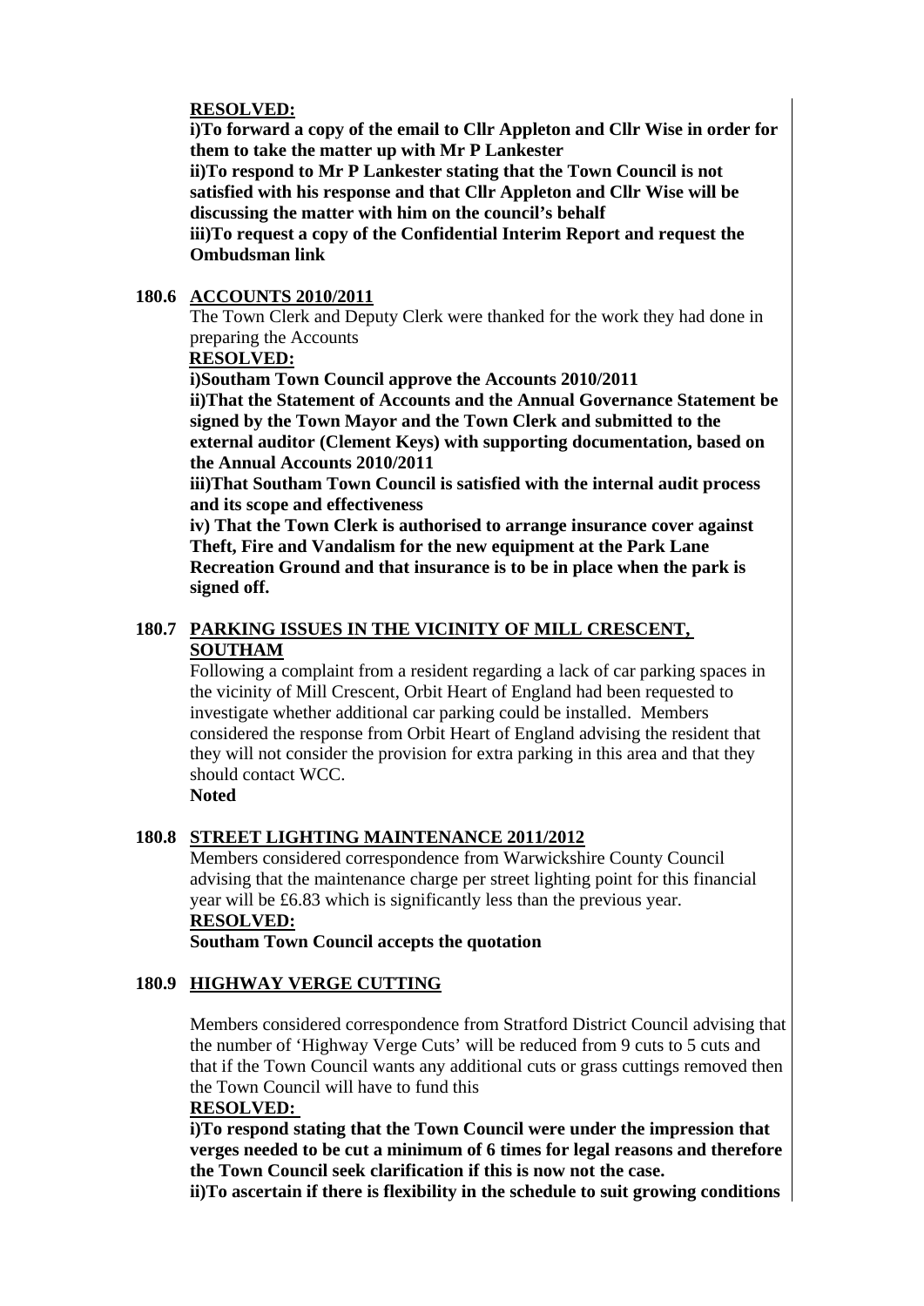**RESOLVED:**

**i)To forward a copy of the email to Cllr Appleton and Cllr Wise in order for them to take the matter up with Mr P Lankester**

**ii)To respond to Mr P Lankester stating that the Town Council is not satisfied with his response and that Cllr Appleton and Cllr Wise will be discussing the matter with him on the council's behalf**

**iii)To request a copy of the Confidential Interim Report and request the Ombudsman link**

**180.6 ACCOUNTS 2010/2011**

The Town Clerk and Deputy Clerk were thanked for the work they had done in preparing the Accounts

**RESOLVED:**

**i)Southam Town Council approve the Accounts 2010/2011**

**ii)That the Statement of Accounts and the Annual Governance Statement be signed by the Town Mayor and the Town Clerk and submitted to the external auditor (Clement Keys) with supporting documentation, based on the Annual Accounts 2010/2011**

**iii)That Southam Town Council is satisfied with the internal audit process and its scope and effectiveness**

**iv) That the Town Clerk is authorised to arrange insurance cover against Theft, Fire and Vandalism for the new equipment at the Park Lane Recreation Ground and that insurance is to be in place when the park is signed off.**

**180.7 PARKING ISSUES IN THE VICINITY OF MILL CRESCENT, SOUTHAM**

Following a complaint from a resident regarding a lack of car parking spaces in the vicinity of Mill Crescent, Orbit Heart of England had been requested to investigate whether additional car parking could be installed. Members considered the response from Orbit Heart of England advising the resident that they will not consider the provision for extra parking in this area and that they should contact WCC.

**Noted**

**180.8 STREET LIGHTING MAINTENANCE 2011/2012**

Members considered correspondence from Warwickshire County Council advising that the maintenance charge per street lighting point for this financial year will be £6.83 which is significantly less than the previous year.

**RESOLVED:**

**Southam Town Council accepts the quotation**

**180.9 HIGHWAY VERGE CUTTING**

Members considered correspondence from Stratford District Council advising that the number of 'Highway Verge Cuts' will be reduced from 9 cuts to 5 cuts and that if the Town Council wants any additional cuts or grass cuttings removed then the Town Council will have to fund this

**RESOLVED:**

**i)To respond stating that the Town Council were under the impression that verges needed to be cut a minimum of 6 times for legal reasons and therefore the Town Council seek clarification if this is now not the case.**

**ii)To ascertain if there is flexibility in the schedule to suit growing conditions**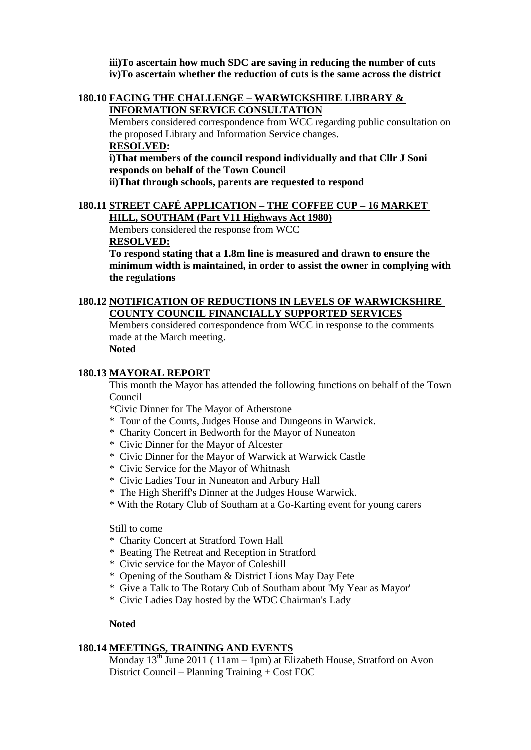**iii)To ascertain how much SDC are saving in reducing the number of cuts**
**iv)To ascertain whether the reduction of cuts is the same across the district**

### 180.10 FACING THE CHALLENGE – WARWICKSHIRE LIBRARY & INFORMATION SERVICE CONSULTATION

Members considered correspondence from WCC regarding public consultation on the proposed Library and Information Service changes.

**RESOLVED:**

**i)That members of the council respond individually and that Cllr J Soni responds on behalf of the Town Council**
**ii)That through schools, parents are requested to respond**

### 180.11 STREET CAFÉ APPLICATION – THE COFFEE CUP – 16 MARKET HILL, SOUTHAM (Part V11 Highways Act 1980)

Members considered the response from WCC

**RESOLVED:**

**To respond stating that a 1.8m line is measured and drawn to ensure the minimum width is maintained, in order to assist the owner in complying with the regulations**

### 180.12 NOTIFICATION OF REDUCTIONS IN LEVELS OF WARWICKSHIRE COUNTY COUNCIL FINANCIALLY SUPPORTED SERVICES

Members considered correspondence from WCC in response to the comments made at the March meeting.

**Noted**

### 180.13 MAYORAL REPORT

This month the Mayor has attended the following functions on behalf of the Town Council

* Civic Dinner for The Mayor of Atherstone
* Tour of the Courts, Judges House and Dungeons in Warwick.
* Charity Concert in Bedworth for the Mayor of Nuneaton
* Civic Dinner for the Mayor of Alcester
* Civic Dinner for the Mayor of Warwick at Warwick Castle
* Civic Service for the Mayor of Whitnash
* Civic Ladies Tour in Nuneaton and Arbury Hall
* The High Sheriff's Dinner at the Judges House Warwick.
* With the Rotary Club of Southam at a Go-Karting event for young carers

Still to come

* Charity Concert at Stratford Town Hall
* Beating The Retreat and Reception in Stratford
* Civic service for the Mayor of Coleshill
* Opening of the Southam & District Lions May Day Fete
* Give a Talk to The Rotary Cub of Southam about 'My Year as Mayor'
* Civic Ladies Day hosted by the WDC Chairman's Lady

**Noted**

### 180.14 MEETINGS, TRAINING AND EVENTS

Monday 13th June 2011 ( 11am – 1pm) at Elizabeth House, Stratford on Avon District Council – Planning Training + Cost FOC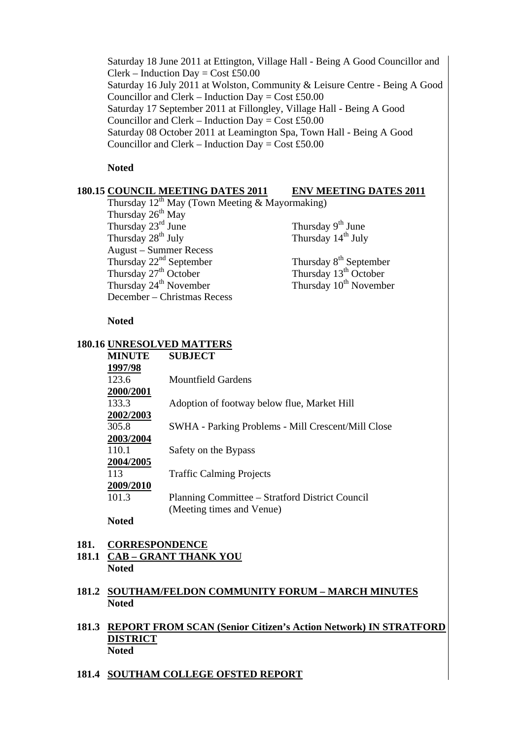Saturday 18 June 2011 at Ettington, Village Hall - Being A Good Councillor and Clerk – Induction Day = Cost £50.00
Saturday 16 July 2011 at Wolston, Community & Leisure Centre - Being A Good Councillor and Clerk – Induction Day = Cost £50.00
Saturday 17 September 2011 at Fillongley, Village Hall - Being A Good Councillor and Clerk – Induction Day = Cost £50.00
Saturday 08 October 2011 at Leamington Spa, Town Hall - Being A Good Councillor and Clerk – Induction Day = Cost £50.00

**Noted**

**180.15 COUNCIL MEETING DATES 2011 — ENV MEETING DATES 2011**

| COUNCIL MEETING DATES 2011 | ENV MEETING DATES 2011 |
|---|---|
| Thursday 12th May (Town Meeting & Mayormaking) | |
| Thursday 26th May | |
| Thursday 23rd June | Thursday 9th June |
| Thursday 28th July | Thursday 14th July |
| August – Summer Recess | |
| Thursday 22nd September | Thursday 8th September |
| Thursday 27th October | Thursday 13th October |
| Thursday 24th November | Thursday 10th November |
| December – Christmas Recess | |

**Noted**

**180.16 UNRESOLVED MATTERS**

| MINUTE | SUBJECT |
|---|---|
| **1997/98** | |
| 123.6 | Mountfield Gardens |
| **2000/2001** | |
| 133.3 | Adoption of footway below flue, Market Hill |
| **2002/2003** | |
| 305.8 | SWHA - Parking Problems - Mill Crescent/Mill Close |
| **2003/2004** | |
| 110.1 | Safety on the Bypass |
| **2004/2005** | |
| 113 | Traffic Calming Projects |
| **2009/2010** | |
| 101.3 | Planning Committee – Stratford District Council (Meeting times and Venue) |

**Noted**

**181. CORRESPONDENCE**

**181.1 CAB – GRANT THANK YOU**
**Noted**

**181.2 SOUTHAM/FELDON COMMUNITY FORUM – MARCH MINUTES**
**Noted**

**181.3 REPORT FROM SCAN (Senior Citizen's Action Network) IN STRATFORD DISTRICT**
**Noted**

**181.4 SOUTHAM COLLEGE OFSTED REPORT**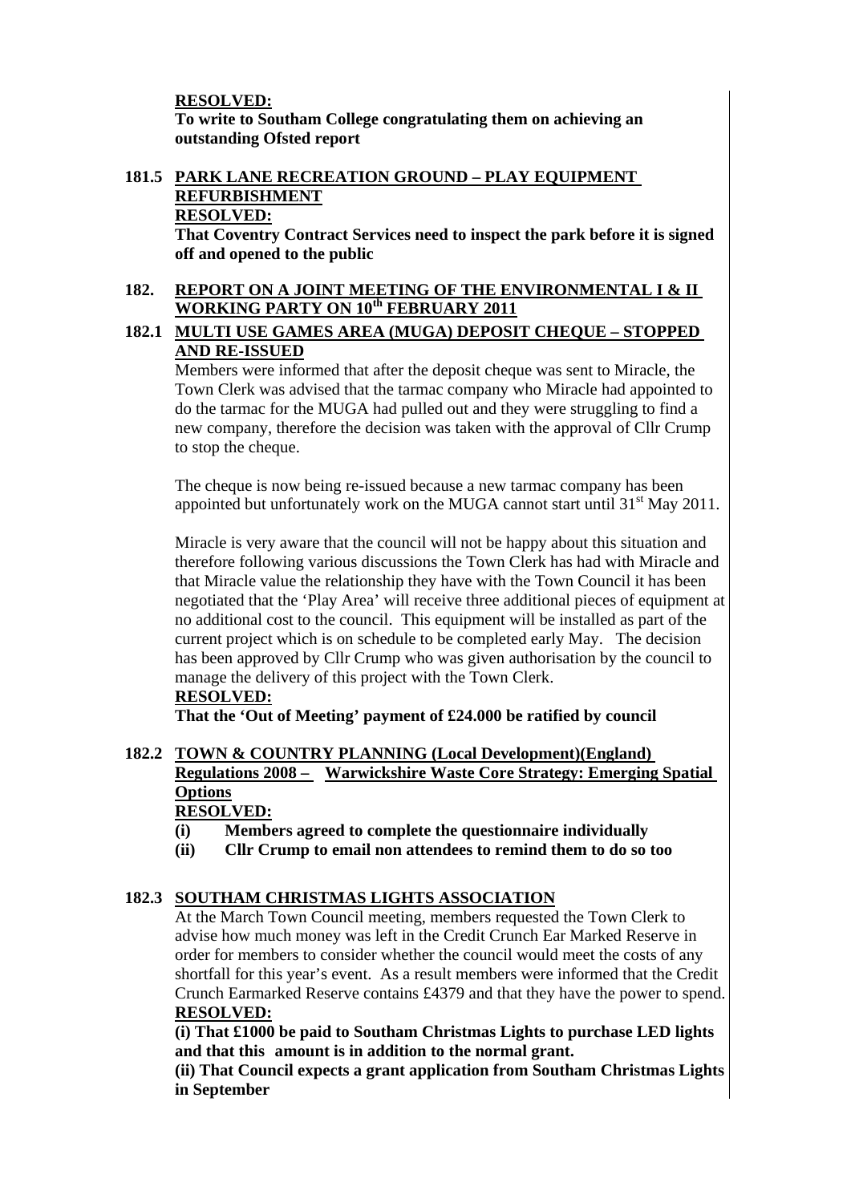**RESOLVED:**
**To write to Southam College congratulating them on achieving an outstanding Ofsted report**

## 181.5 PARK LANE RECREATION GROUND – PLAY EQUIPMENT REFURBISHMENT

**RESOLVED:**
**That Coventry Contract Services need to inspect the park before it is signed off and opened to the public**

## 182. REPORT ON A JOINT MEETING OF THE ENVIRONMENTAL I & II WORKING PARTY ON 10th FEBRUARY 2011

## 182.1 MULTI USE GAMES AREA (MUGA) DEPOSIT CHEQUE – STOPPED AND RE-ISSUED

Members were informed that after the deposit cheque was sent to Miracle, the Town Clerk was advised that the tarmac company who Miracle had appointed to do the tarmac for the MUGA had pulled out and they were struggling to find a new company, therefore the decision was taken with the approval of Cllr Crump to stop the cheque.

The cheque is now being re-issued because a new tarmac company has been appointed but unfortunately work on the MUGA cannot start until 31st May 2011.

Miracle is very aware that the council will not be happy about this situation and therefore following various discussions the Town Clerk has had with Miracle and that Miracle value the relationship they have with the Town Council it has been negotiated that the 'Play Area' will receive three additional pieces of equipment at no additional cost to the council. This equipment will be installed as part of the current project which is on schedule to be completed early May. The decision has been approved by Cllr Crump who was given authorisation by the council to manage the delivery of this project with the Town Clerk.

**RESOLVED:**
**That the 'Out of Meeting' payment of £24.000 be ratified by council**

## 182.2 TOWN & COUNTRY PLANNING (Local Development)(England) Regulations 2008 – Warwickshire Waste Core Strategy: Emerging Spatial Options

**RESOLVED:**

**(i) Members agreed to complete the questionnaire individually**
**(ii) Cllr Crump to email non attendees to remind them to do so too**

## 182.3 SOUTHAM CHRISTMAS LIGHTS ASSOCIATION

At the March Town Council meeting, members requested the Town Clerk to advise how much money was left in the Credit Crunch Ear Marked Reserve in order for members to consider whether the council would meet the costs of any shortfall for this year's event. As a result members were informed that the Credit Crunch Earmarked Reserve contains £4379 and that they have the power to spend.

**RESOLVED:**
**(i) That £1000 be paid to Southam Christmas Lights to purchase LED lights and that this amount is in addition to the normal grant.**
**(ii) That Council expects a grant application from Southam Christmas Lights in September**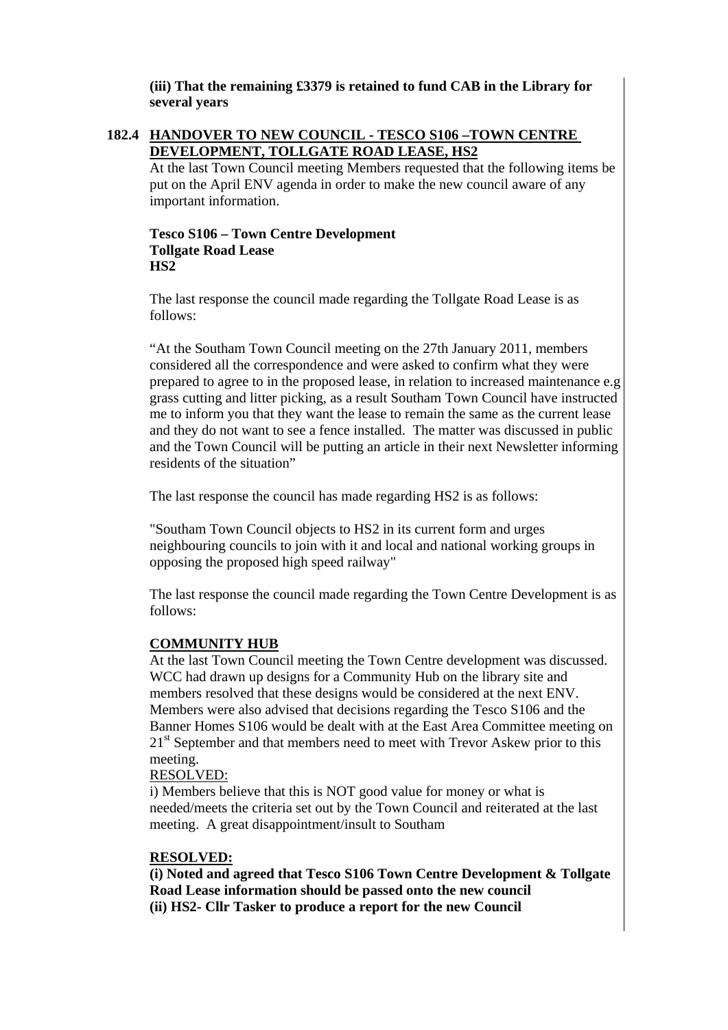**(iii) That the remaining £3379 is retained to fund CAB in the Library for several years**

**182.4 HANDOVER TO NEW COUNCIL - TESCO S106 –TOWN CENTRE DEVELOPMENT, TOLLGATE ROAD LEASE, HS2**

At the last Town Council meeting Members requested that the following items be put on the April ENV agenda in order to make the new council aware of any important information.

**Tesco S106 – Town Centre Development**
**Tollgate Road Lease**
**HS2**

The last response the council made regarding the Tollgate Road Lease is as follows:

"At the Southam Town Council meeting on the 27th January 2011, members considered all the correspondence and were asked to confirm what they were prepared to agree to in the proposed lease, in relation to increased maintenance e.g grass cutting and litter picking, as a result Southam Town Council have instructed me to inform you that they want the lease to remain the same as the current lease and they do not want to see a fence installed. The matter was discussed in public and the Town Council will be putting an article in their next Newsletter informing residents of the situation"

The last response the council has made regarding HS2 is as follows:

"Southam Town Council objects to HS2 in its current form and urges neighbouring councils to join with it and local and national working groups in opposing the proposed high speed railway"

The last response the council made regarding the Town Centre Development is as follows:

**COMMUNITY HUB**

At the last Town Council meeting the Town Centre development was discussed. WCC had drawn up designs for a Community Hub on the library site and members resolved that these designs would be considered at the next ENV. Members were also advised that decisions regarding the Tesco S106 and the Banner Homes S106 would be dealt with at the East Area Committee meeting on 21st September and that members need to meet with Trevor Askew prior to this meeting.

RESOLVED:

i) Members believe that this is NOT good value for money or what is needed/meets the criteria set out by the Town Council and reiterated at the last meeting. A great disappointment/insult to Southam

**RESOLVED:**

**(i) Noted and agreed that Tesco S106 Town Centre Development & Tollgate Road Lease information should be passed onto the new council**
**(ii) HS2- Cllr Tasker to produce a report for the new Council**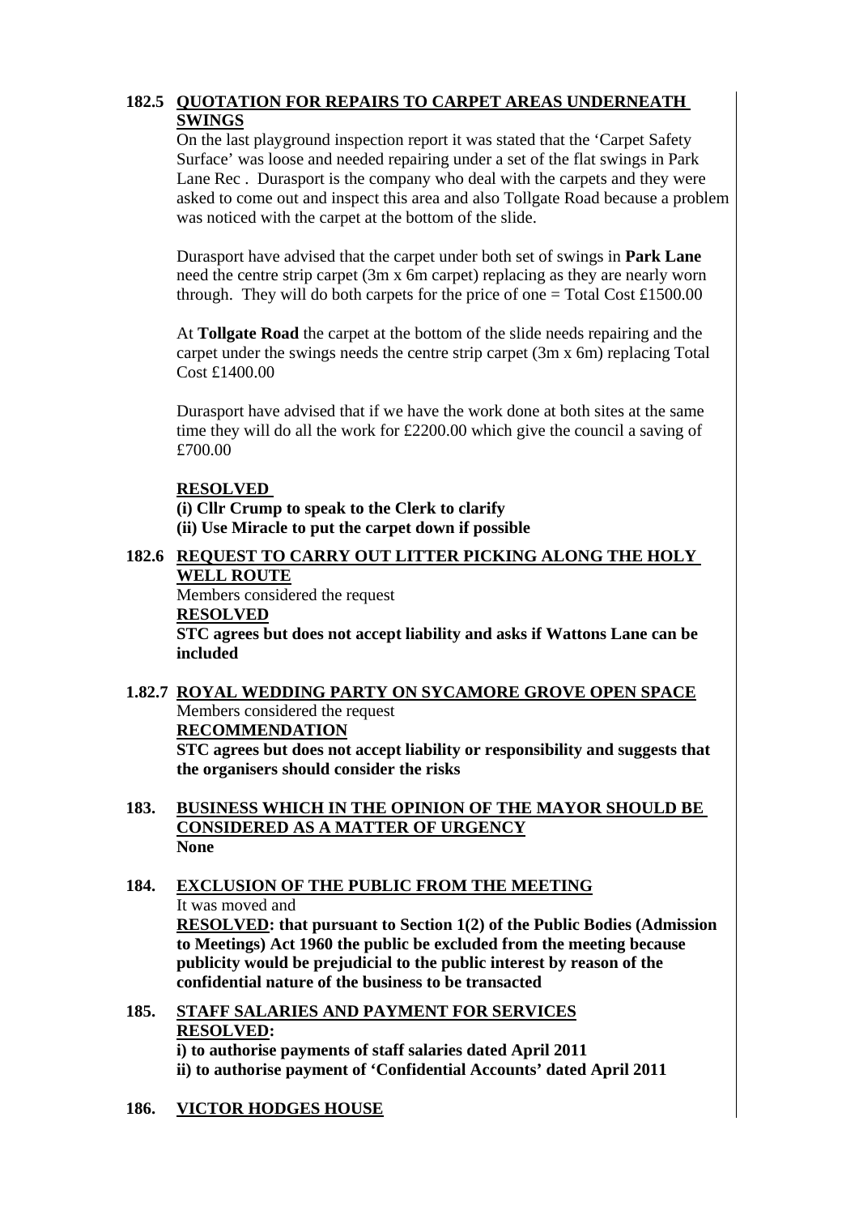**182.5 QUOTATION FOR REPAIRS TO CARPET AREAS UNDERNEATH SWINGS**

On the last playground inspection report it was stated that the 'Carpet Safety Surface' was loose and needed repairing under a set of the flat swings in Park Lane Rec . Durasport is the company who deal with the carpets and they were asked to come out and inspect this area and also Tollgate Road because a problem was noticed with the carpet at the bottom of the slide.

Durasport have advised that the carpet under both set of swings in **Park Lane** need the centre strip carpet (3m x 6m carpet) replacing as they are nearly worn through. They will do both carpets for the price of one = Total Cost £1500.00

At **Tollgate Road** the carpet at the bottom of the slide needs repairing and the carpet under the swings needs the centre strip carpet (3m x 6m) replacing Total Cost £1400.00

Durasport have advised that if we have the work done at both sites at the same time they will do all the work for £2200.00 which give the council a saving of £700.00

**RESOLVED**

**(i) Cllr Crump to speak to the Clerk to clarify**
**(ii) Use Miracle to put the carpet down if possible**

**182.6 REQUEST TO CARRY OUT LITTER PICKING ALONG THE HOLY WELL ROUTE**

Members considered the request

**RESOLVED**

**STC agrees but does not accept liability and asks if Wattons Lane can be included**

**1.82.7 ROYAL WEDDING PARTY ON SYCAMORE GROVE OPEN SPACE**

Members considered the request

**RECOMMENDATION**

**STC agrees but does not accept liability or responsibility and suggests that the organisers should consider the risks**

**183. BUSINESS WHICH IN THE OPINION OF THE MAYOR SHOULD BE CONSIDERED AS A MATTER OF URGENCY**

**None**

**184. EXCLUSION OF THE PUBLIC FROM THE MEETING**

It was moved and

**RESOLVED: that pursuant to Section 1(2) of the Public Bodies (Admission to Meetings) Act 1960 the public be excluded from the meeting because publicity would be prejudicial to the public interest by reason of the confidential nature of the business to be transacted**

**185. STAFF SALARIES AND PAYMENT FOR SERVICES**

**RESOLVED:**

**i) to authorise payments of staff salaries dated April 2011**
**ii) to authorise payment of 'Confidential Accounts' dated April 2011**

**186. VICTOR HODGES HOUSE**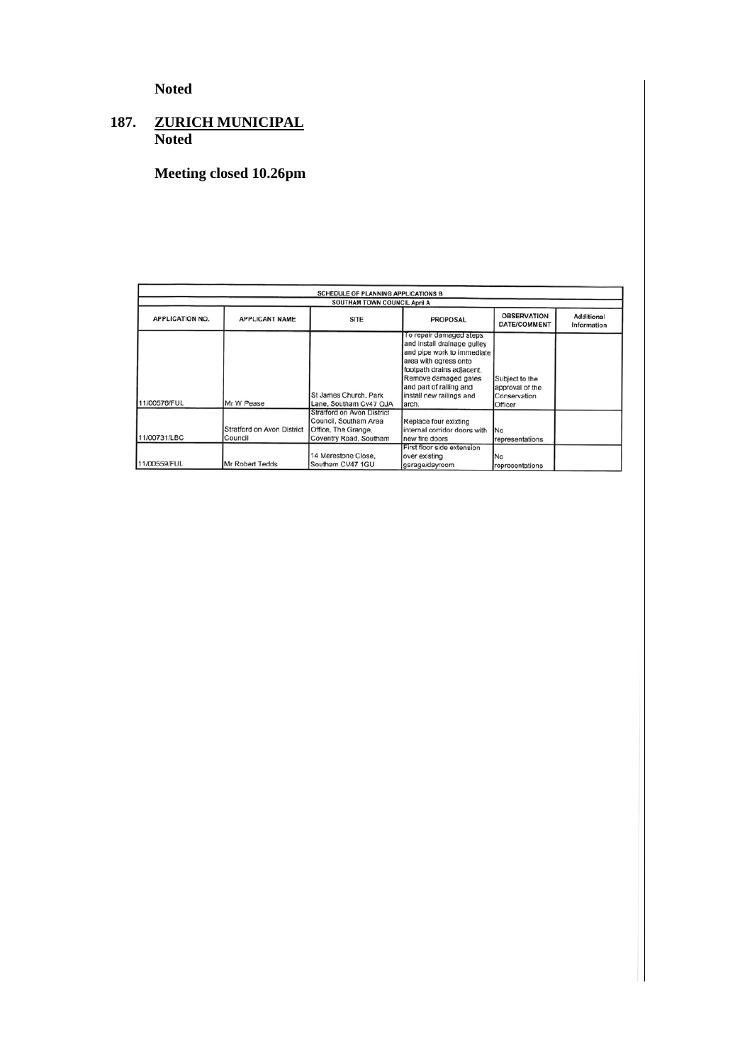**Noted**

**187. ZURICH MUNICIPAL**
**Noted**

**Meeting closed 10.26pm**

| SCHEDULE OF PLANNING APPLICATIONS B | | | | | |
|---|---|---|---|---|---|
| SOUTHAM TOWN COUNCIL April A | | | | | |
| APPLICATION NO. | APPLICANT NAME | SITE | PROPOSAL | OBSERVATION DATE/COMMENT | Additional Information |
| 11/00576/FUL | Mr W Pease | St James Church, Park Lane, Southam Cv47 OJA | To repair damaged steps and install drainage gulley and pipe work to immediate area with egress onto footpath drains adjacent. Remove damaged gates and part of railing and install new railings and arch. | Subject to the approval of the Conservation Officer | |
| 11/00731/LBC | Stratford on Avon District Council | Stratford on Avon District Council, Southam Area Office, The Grange, Coventry Road, Southam | Replace four exixting internal corridor doors with new fire doors | No representations | |
| 11/00559/FUL | Mr Robert Tedds | 14 Merestone Close, Southam CV47 1GU | First floor side extension over existing garage/dayroom | No representations | |